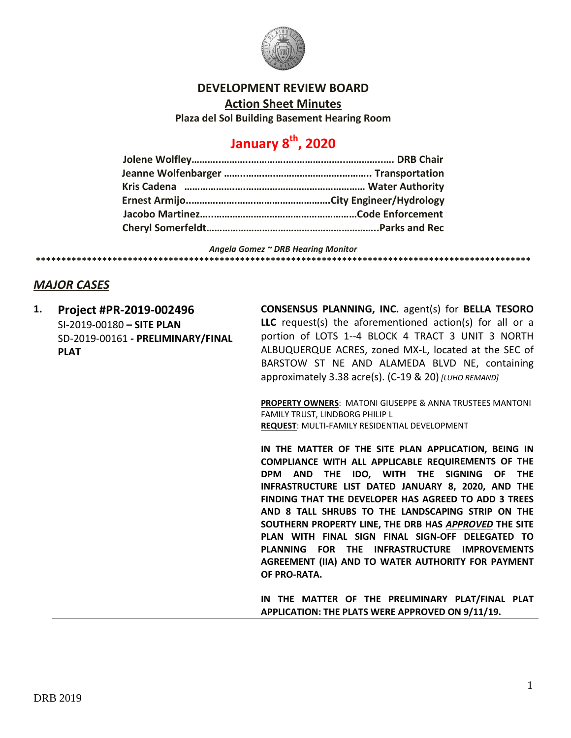# DEVELOPMENT REVIEW BOARD

## Action Sheet Minutes

**Plaza del Sol Building Basement Hearing Room**

# January 8th, 2020

**Jolene Wolfley……….…………………………………………..…………. DRB Chair**
**Jeanne Wolfenbarger ……..…………………………………………. Transportation**
**Kris Cadena ……………….……………………………………… Water Authority**
**Ernest Armijo………………………………………………City Engineer/Hydrology**
**Jacobo Martinez…..………………………………………………Code Enforcement**
**Cheryl Somerfeldt……………………………………………………..Parks and Rec**

*Angela Gomez ~ DRB Hearing Monitor*

**************************************************************************************************

## *MAJOR CASES*

**1. Project #PR-2019-002496**
SI-2019-00180 **– SITE PLAN**
SD-2019-00161 **- PRELIMINARY/FINAL PLAT**

**CONSENSUS PLANNING, INC.** agent(s) for **BELLA TESORO LLC** request(s) the aforementioned action(s) for all or a portion of LOTS 1--4 BLOCK 4 TRACT 3 UNIT 3 NORTH ALBUQUERQUE ACRES, zoned MX-L, located at the SEC of BARSTOW ST NE AND ALAMEDA BLVD NE, containing approximately 3.38 acre(s). (C-19 & 20) *[LUHO REMAND]*

**PROPERTY OWNERS**: MATONI GIUSEPPE & ANNA TRUSTEES MANTONI FAMILY TRUST, LINDBORG PHILIP L
**REQUEST**: MULTI-FAMILY RESIDENTIAL DEVELOPMENT

**IN THE MATTER OF THE SITE PLAN APPLICATION, BEING IN COMPLIANCE WITH ALL APPLICABLE REQUIREMENTS OF THE DPM AND THE IDO, WITH THE SIGNING OF THE INFRASTRUCTURE LIST DATED JANUARY 8, 2020, AND THE FINDING THAT THE DEVELOPER HAS AGREED TO ADD 3 TREES AND 8 TALL SHRUBS TO THE LANDSCAPING STRIP ON THE SOUTHERN PROPERTY LINE, THE DRB HAS *APPROVED* THE SITE PLAN WITH FINAL SIGN FINAL SIGN-OFF DELEGATED TO PLANNING FOR THE INFRASTRUCTURE IMPROVEMENTS AGREEMENT (IIA) AND TO WATER AUTHORITY FOR PAYMENT OF PRO-RATA.**

**IN THE MATTER OF THE PRELIMINARY PLAT/FINAL PLAT APPLICATION: THE PLATS WERE APPROVED ON 9/11/19.**

DRB 2019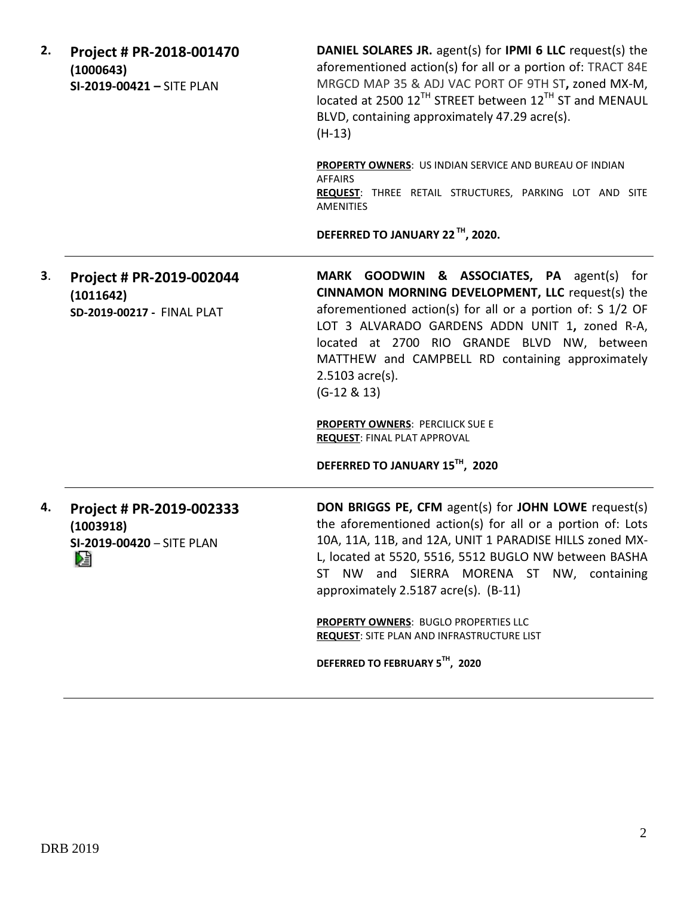**2. Project # PR-2018-001470**
**(1000643)**
**SI-2019-00421 –** SITE PLAN

**DANIEL SOLARES JR.** agent(s) for **IPMI 6 LLC** request(s) the aforementioned action(s) for all or a portion of: TRACT 84E MRGCD MAP 35 & ADJ VAC PORT OF 9TH ST**,** zoned MX-M, located at 2500 12TH STREET between 12TH ST and MENAUL BLVD, containing approximately 47.29 acre(s).
(H-13)

**PROPERTY OWNERS**: US INDIAN SERVICE AND BUREAU OF INDIAN AFFAIRS
**REQUEST**: THREE RETAIL STRUCTURES, PARKING LOT AND SITE AMENITIES

**DEFERRED TO JANUARY 22 TH, 2020.**

---

**3. Project # PR-2019-002044**
**(1011642)**
**SD-2019-00217 -** FINAL PLAT

**MARK GOODWIN & ASSOCIATES, PA** agent(s) for **CINNAMON MORNING DEVELOPMENT, LLC** request(s) the aforementioned action(s) for all or a portion of: S 1/2 OF LOT 3 ALVARADO GARDENS ADDN UNIT 1**,** zoned R-A, located at 2700 RIO GRANDE BLVD NW, between MATTHEW and CAMPBELL RD containing approximately 2.5103 acre(s).
(G-12 & 13)

**PROPERTY OWNERS**: PERCILICK SUE E
**REQUEST**: FINAL PLAT APPROVAL

**DEFERRED TO JANUARY 15TH, 2020**

---

**4. Project # PR-2019-002333**
**(1003918)**
**SI-2019-00420** – SITE PLAN

**DON BRIGGS PE, CFM** agent(s) for **JOHN LOWE** request(s) the aforementioned action(s) for all or a portion of: Lots 10A, 11A, 11B, and 12A, UNIT 1 PARADISE HILLS zoned MX-L, located at 5520, 5516, 5512 BUGLO NW between BASHA ST NW and SIERRA MORENA ST NW, containing approximately 2.5187 acre(s). (B-11)

**PROPERTY OWNERS**: BUGLO PROPERTIES LLC
**REQUEST**: SITE PLAN AND INFRASTRUCTURE LIST

**DEFERRED TO FEBRUARY 5TH, 2020**

---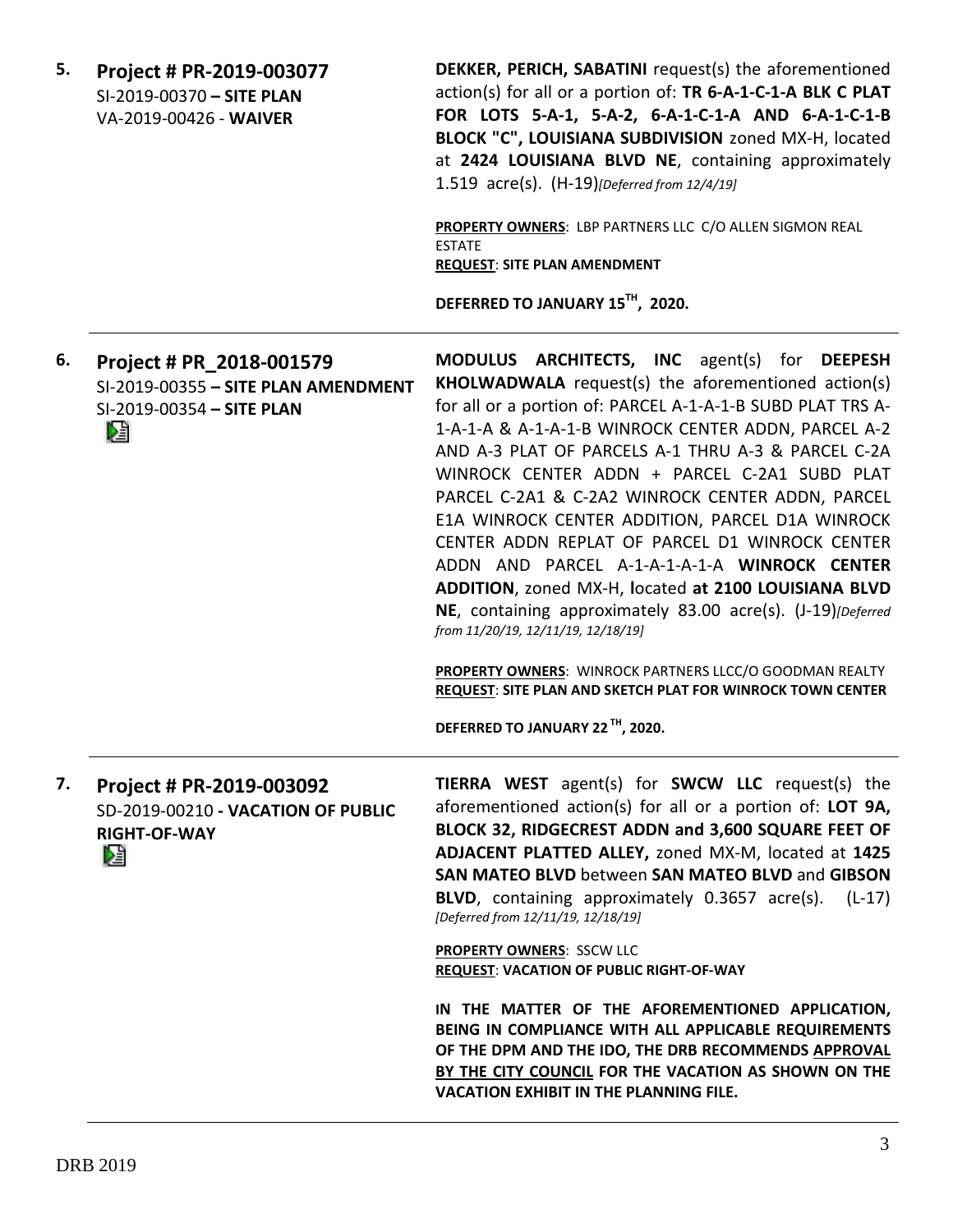5. **Project # PR-2019-003077**
SI-2019-00370 **– SITE PLAN**
VA-2019-00426 - **WAIVER**

**DEKKER, PERICH, SABATINI** request(s) the aforementioned action(s) for all or a portion of: **TR 6-A-1-C-1-A BLK C PLAT FOR LOTS 5-A-1, 5-A-2, 6-A-1-C-1-A AND 6-A-1-C-1-B BLOCK "C", LOUISIANA SUBDIVISION** zoned MX-H, located at **2424 LOUISIANA BLVD NE**, containing approximately 1.519 acre(s). (H-19)*[Deferred from 12/4/19]*

**PROPERTY OWNERS**: LBP PARTNERS LLC C/O ALLEN SIGMON REAL ESTATE
**REQUEST**: **SITE PLAN AMENDMENT**

**DEFERRED TO JANUARY 15TH, 2020.**

---

6. **Project # PR_2018-001579**
SI-2019-00355 **– SITE PLAN AMENDMENT**
SI-2019-00354 **– SITE PLAN**

**MODULUS ARCHITECTS, INC** agent(s) for **DEEPESH KHOLWADWALA** request(s) the aforementioned action(s) for all or a portion of: PARCEL A-1-A-1-B SUBD PLAT TRS A-1-A-1-A & A-1-A-1-B WINROCK CENTER ADDN, PARCEL A-2 AND A-3 PLAT OF PARCELS A-1 THRU A-3 & PARCEL C-2A WINROCK CENTER ADDN + PARCEL C-2A1 SUBD PLAT PARCEL C-2A1 & C-2A2 WINROCK CENTER ADDN, PARCEL E1A WINROCK CENTER ADDITION, PARCEL D1A WINROCK CENTER ADDN REPLAT OF PARCEL D1 WINROCK CENTER ADDN AND PARCEL A-1-A-1-A-1-A **WINROCK CENTER ADDITION**, zoned MX-H, **l**ocated **at 2100 LOUISIANA BLVD NE**, containing approximately 83.00 acre(s). (J-19)*[Deferred from 11/20/19, 12/11/19, 12/18/19]*

**PROPERTY OWNERS**: WINROCK PARTNERS LLCC/O GOODMAN REALTY
**REQUEST**: **SITE PLAN AND SKETCH PLAT FOR WINROCK TOWN CENTER**

**DEFERRED TO JANUARY 22 TH, 2020.**

---

7. **Project # PR-2019-003092**
SD-2019-00210 **- VACATION OF PUBLIC RIGHT-OF-WAY**

**TIERRA WEST** agent(s) for **SWCW LLC** request(s) the aforementioned action(s) for all or a portion of: **LOT 9A, BLOCK 32, RIDGECREST ADDN and 3,600 SQUARE FEET OF ADJACENT PLATTED ALLEY,** zoned MX-M, located at **1425 SAN MATEO BLVD** between **SAN MATEO BLVD** and **GIBSON BLVD**, containing approximately 0.3657 acre(s). (L-17) *[Deferred from 12/11/19, 12/18/19]*

**PROPERTY OWNERS**: SSCW LLC
**REQUEST**: **VACATION OF PUBLIC RIGHT-OF-WAY**

**IN THE MATTER OF THE AFOREMENTIONED APPLICATION, BEING IN COMPLIANCE WITH ALL APPLICABLE REQUIREMENTS OF THE DPM AND THE IDO, THE DRB RECOMMENDS APPROVAL BY THE CITY COUNCIL FOR THE VACATION AS SHOWN ON THE VACATION EXHIBIT IN THE PLANNING FILE.**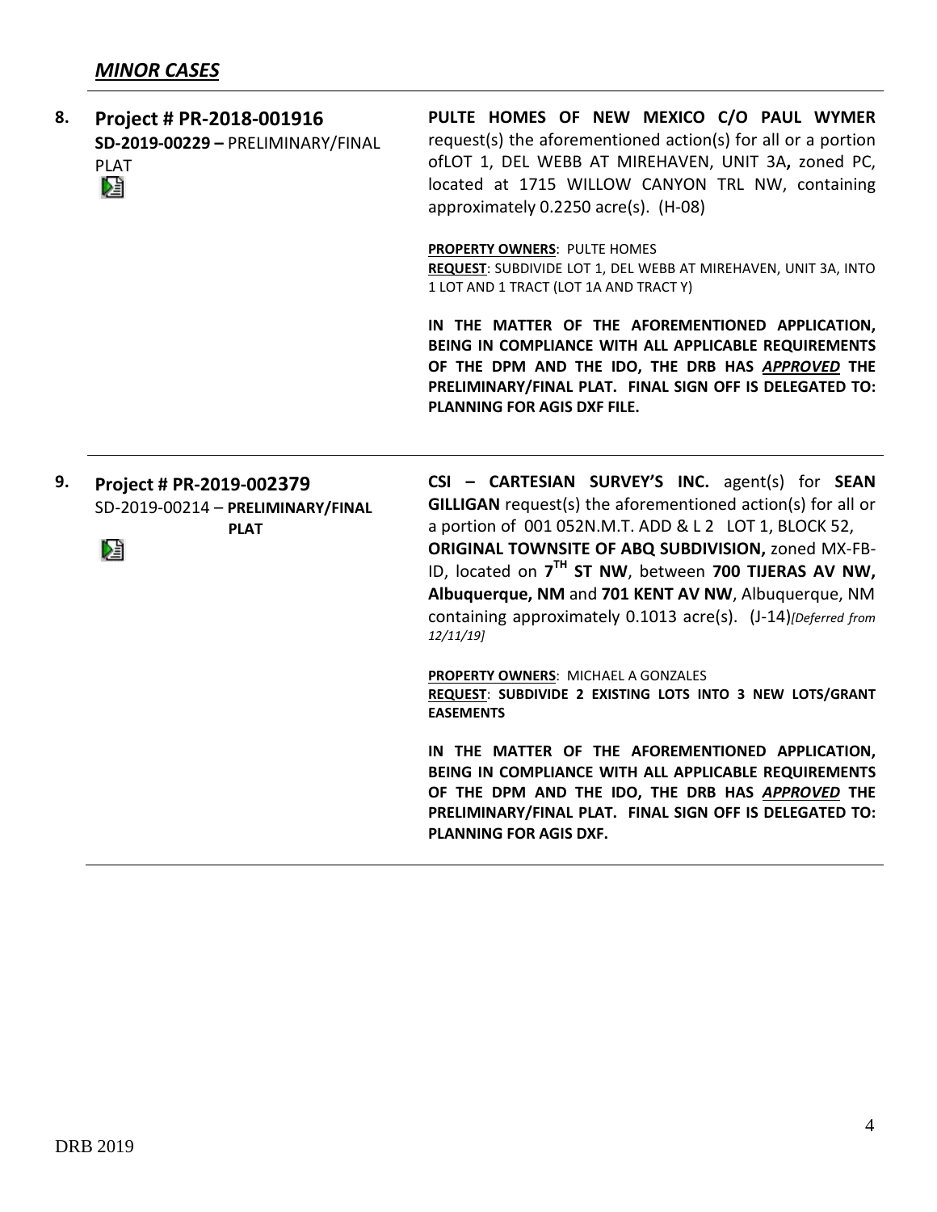## *MINOR CASES*

**8. Project # PR-2018-001916**
**SD-2019-00229 –** PRELIMINARY/FINAL PLAT

**PULTE HOMES OF NEW MEXICO C/O PAUL WYMER** request(s) the aforementioned action(s) for all or a portion ofLOT 1, DEL WEBB AT MIREHAVEN, UNIT 3A**,** zoned PC, located at 1715 WILLOW CANYON TRL NW, containing approximately 0.2250 acre(s). (H-08)

**PROPERTY OWNERS**: PULTE HOMES
**REQUEST**: SUBDIVIDE LOT 1, DEL WEBB AT MIREHAVEN, UNIT 3A, INTO 1 LOT AND 1 TRACT (LOT 1A AND TRACT Y)

**IN THE MATTER OF THE AFOREMENTIONED APPLICATION, BEING IN COMPLIANCE WITH ALL APPLICABLE REQUIREMENTS OF THE DPM AND THE IDO, THE DRB HAS *APPROVED* THE PRELIMINARY/FINAL PLAT. FINAL SIGN OFF IS DELEGATED TO: PLANNING FOR AGIS DXF FILE.**

---

**9. Project # PR-2019-002379**
SD-2019-00214 – **PRELIMINARY/FINAL PLAT**

**CSI – CARTESIAN SURVEY'S INC.** agent(s) for **SEAN GILLIGAN** request(s) the aforementioned action(s) for all or a portion of 001 052N.M.T. ADD & L 2 LOT 1, BLOCK 52, **ORIGINAL TOWNSITE OF ABQ SUBDIVISION,** zoned MX-FB-ID, located on **7TH ST NW**, between **700 TIJERAS AV NW, Albuquerque, NM** and **701 KENT AV NW**, Albuquerque, NM containing approximately 0.1013 acre(s). (J-14)*[Deferred from 12/11/19]*

**PROPERTY OWNERS**: MICHAEL A GONZALES
**REQUEST**: **SUBDIVIDE 2 EXISTING LOTS INTO 3 NEW LOTS/GRANT EASEMENTS**

**IN THE MATTER OF THE AFOREMENTIONED APPLICATION, BEING IN COMPLIANCE WITH ALL APPLICABLE REQUIREMENTS OF THE DPM AND THE IDO, THE DRB HAS *APPROVED* THE PRELIMINARY/FINAL PLAT. FINAL SIGN OFF IS DELEGATED TO: PLANNING FOR AGIS DXF.**

DRB 2019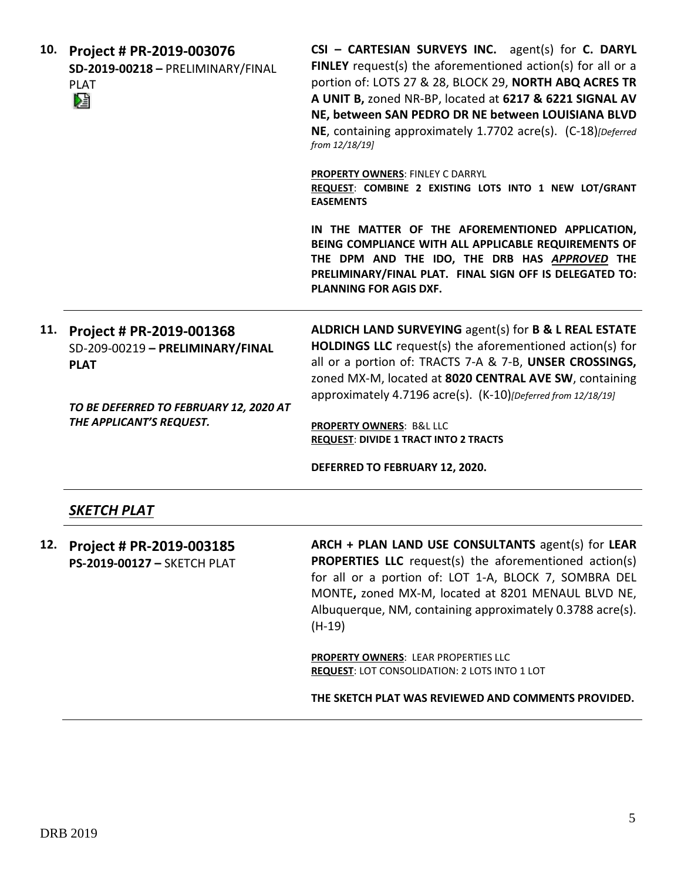**10. Project # PR-2019-003076**
**SD-2019-00218 –** PRELIMINARY/FINAL PLAT

**CSI – CARTESIAN SURVEYS INC.** agent(s) for **C. DARYL FINLEY** request(s) the aforementioned action(s) for all or a portion of: LOTS 27 & 28, BLOCK 29, **NORTH ABQ ACRES TR A UNIT B,** zoned NR-BP, located at **6217 & 6221 SIGNAL AV NE, between SAN PEDRO DR NE between LOUISIANA BLVD NE**, containing approximately 1.7702 acre(s). (C-18)*[Deferred from 12/18/19]*

**PROPERTY OWNERS**: FINLEY C DARRYL
**REQUEST**: **COMBINE 2 EXISTING LOTS INTO 1 NEW LOT/GRANT EASEMENTS**

**IN THE MATTER OF THE AFOREMENTIONED APPLICATION, BEING COMPLIANCE WITH ALL APPLICABLE REQUIREMENTS OF THE DPM AND THE IDO, THE DRB HAS *APPROVED* THE PRELIMINARY/FINAL PLAT. FINAL SIGN OFF IS DELEGATED TO: PLANNING FOR AGIS DXF.**

---

**11. Project # PR-2019-001368**
SD-209-00219 **– PRELIMINARY/FINAL PLAT**

***TO BE DEFERRED TO FEBRUARY 12, 2020 AT THE APPLICANT'S REQUEST.***

**ALDRICH LAND SURVEYING** agent(s) for **B & L REAL ESTATE HOLDINGS LLC** request(s) the aforementioned action(s) for all or a portion of: TRACTS 7-A & 7-B, **UNSER CROSSINGS,** zoned MX-M, located at **8020 CENTRAL AVE SW**, containing approximately 4.7196 acre(s). (K-10)*[Deferred from 12/18/19]*

**PROPERTY OWNERS**: B&L LLC
**REQUEST**: **DIVIDE 1 TRACT INTO 2 TRACTS**

**DEFERRED TO FEBRUARY 12, 2020.**

---

## ***SKETCH PLAT***

**12. Project # PR-2019-003185**
**PS-2019-00127 –** SKETCH PLAT

**ARCH + PLAN LAND USE CONSULTANTS** agent(s) for **LEAR PROPERTIES LLC** request(s) the aforementioned action(s) for all or a portion of: LOT 1-A, BLOCK 7, SOMBRA DEL MONTE**,** zoned MX-M, located at 8201 MENAUL BLVD NE, Albuquerque, NM, containing approximately 0.3788 acre(s). (H-19)

**PROPERTY OWNERS**: LEAR PROPERTIES LLC
**REQUEST**: LOT CONSOLIDATION: 2 LOTS INTO 1 LOT

**THE SKETCH PLAT WAS REVIEWED AND COMMENTS PROVIDED.**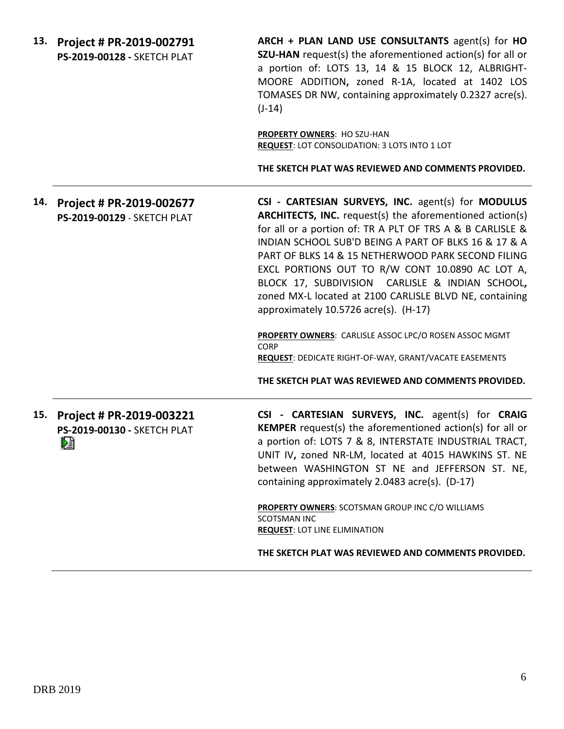**13. Project # PR-2019-002791**
**PS-2019-00128 -** SKETCH PLAT

**ARCH + PLAN LAND USE CONSULTANTS** agent(s) for **HO SZU-HAN** request(s) the aforementioned action(s) for all or a portion of: LOTS 13, 14 & 15 BLOCK 12, ALBRIGHT-MOORE ADDITION**,** zoned R-1A, located at 1402 LOS TOMASES DR NW, containing approximately 0.2327 acre(s). (J-14)

**PROPERTY OWNERS**: HO SZU-HAN
**REQUEST**: LOT CONSOLIDATION: 3 LOTS INTO 1 LOT

**THE SKETCH PLAT WAS REVIEWED AND COMMENTS PROVIDED.**

---

**14. Project # PR-2019-002677**
**PS-2019-00129** - SKETCH PLAT

**CSI - CARTESIAN SURVEYS, INC.** agent(s) for **MODULUS ARCHITECTS, INC.** request(s) the aforementioned action(s) for all or a portion of: TR A PLT OF TRS A & B CARLISLE & INDIAN SCHOOL SUB'D BEING A PART OF BLKS 16 & 17 & A PART OF BLKS 14 & 15 NETHERWOOD PARK SECOND FILING EXCL PORTIONS OUT TO R/W CONT 10.0890 AC LOT A, BLOCK 17, SUBDIVISION CARLISLE & INDIAN SCHOOL**,** zoned MX-L located at 2100 CARLISLE BLVD NE, containing approximately 10.5726 acre(s). (H-17)

**PROPERTY OWNERS**: CARLISLE ASSOC LPC/O ROSEN ASSOC MGMT CORP
**REQUEST**: DEDICATE RIGHT-OF-WAY, GRANT/VACATE EASEMENTS

**THE SKETCH PLAT WAS REVIEWED AND COMMENTS PROVIDED.**

---

**15. Project # PR-2019-003221**
**PS-2019-00130 -** SKETCH PLAT

**CSI - CARTESIAN SURVEYS, INC.** agent(s) for **CRAIG KEMPER** request(s) the aforementioned action(s) for all or a portion of: LOTS 7 & 8, INTERSTATE INDUSTRIAL TRACT, UNIT IV**,** zoned NR-LM, located at 4015 HAWKINS ST. NE between WASHINGTON ST NE and JEFFERSON ST. NE, containing approximately 2.0483 acre(s). (D-17)

**PROPERTY OWNERS**: SCOTSMAN GROUP INC C/O WILLIAMS SCOTSMAN INC
**REQUEST**: LOT LINE ELIMINATION

**THE SKETCH PLAT WAS REVIEWED AND COMMENTS PROVIDED.**

---

DRB 2019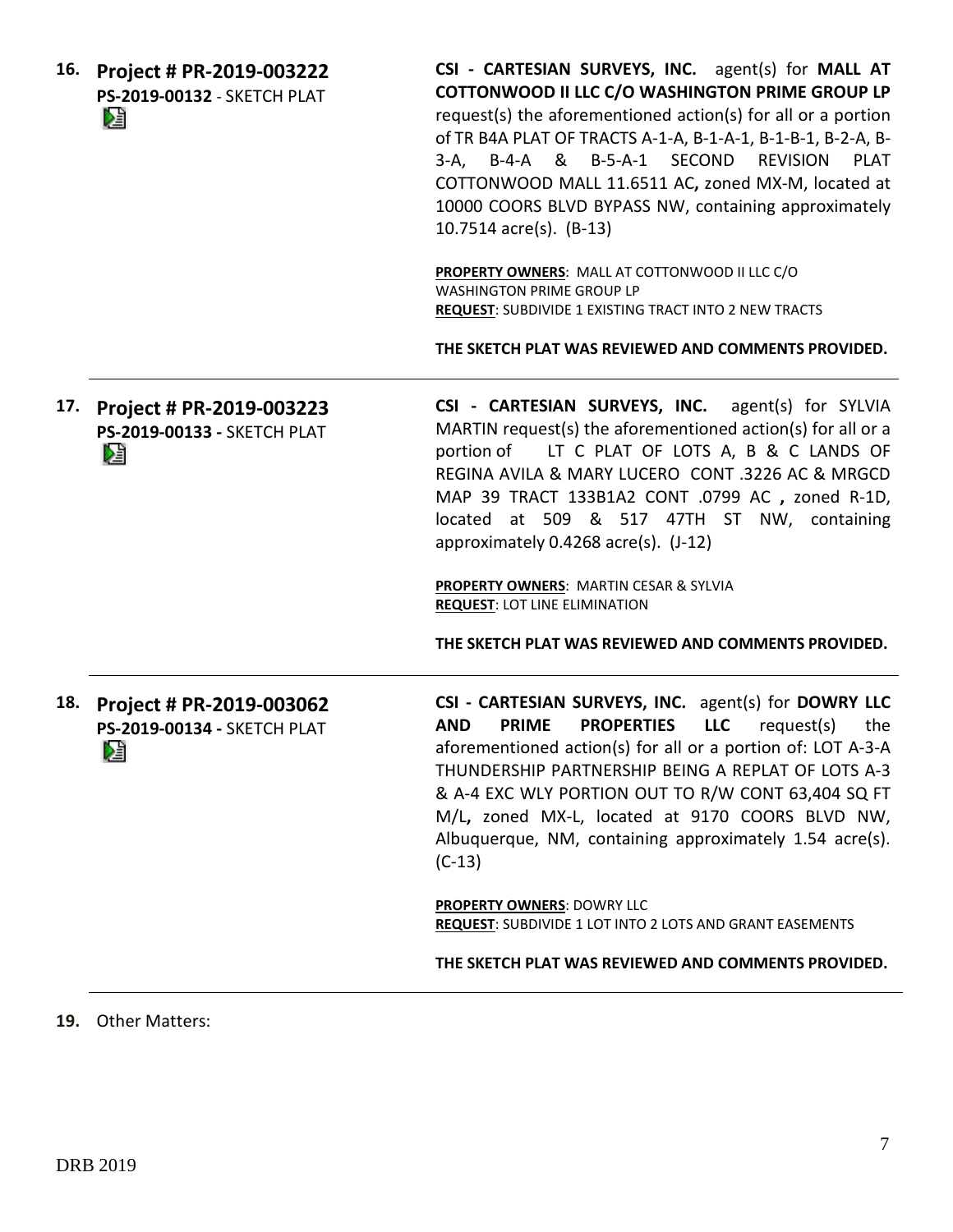16. **Project # PR-2019-003222**
**PS-2019-00132** - SKETCH PLAT

**CSI - CARTESIAN SURVEYS, INC.** agent(s) for **MALL AT COTTONWOOD II LLC C/O WASHINGTON PRIME GROUP LP** request(s) the aforementioned action(s) for all or a portion of TR B4A PLAT OF TRACTS A-1-A, B-1-A-1, B-1-B-1, B-2-A, B-3-A, B-4-A & B-5-A-1 SECOND REVISION PLAT COTTONWOOD MALL 11.6511 AC**,** zoned MX-M, located at 10000 COORS BLVD BYPASS NW, containing approximately 10.7514 acre(s). (B-13)

**PROPERTY OWNERS**: MALL AT COTTONWOOD II LLC C/O WASHINGTON PRIME GROUP LP
**REQUEST**: SUBDIVIDE 1 EXISTING TRACT INTO 2 NEW TRACTS

**THE SKETCH PLAT WAS REVIEWED AND COMMENTS PROVIDED.**

---

17. **Project # PR-2019-003223**
**PS-2019-00133 -** SKETCH PLAT

**CSI - CARTESIAN SURVEYS, INC.** agent(s) for SYLVIA MARTIN request(s) the aforementioned action(s) for all or a portion of LT C PLAT OF LOTS A, B & C LANDS OF REGINA AVILA & MARY LUCERO CONT .3226 AC & MRGCD MAP 39 TRACT 133B1A2 CONT .0799 AC **,** zoned R-1D, located at 509 & 517 47TH ST NW, containing approximately 0.4268 acre(s). (J-12)

**PROPERTY OWNERS**: MARTIN CESAR & SYLVIA
**REQUEST**: LOT LINE ELIMINATION

**THE SKETCH PLAT WAS REVIEWED AND COMMENTS PROVIDED.**

---

18. **Project # PR-2019-003062**
**PS-2019-00134 -** SKETCH PLAT

**CSI - CARTESIAN SURVEYS, INC.** agent(s) for **DOWRY LLC AND PRIME PROPERTIES LLC** request(s) the aforementioned action(s) for all or a portion of: LOT A-3-A THUNDERSHIP PARTNERSHIP BEING A REPLAT OF LOTS A-3 & A-4 EXC WLY PORTION OUT TO R/W CONT 63,404 SQ FT M/L**,** zoned MX-L, located at 9170 COORS BLVD NW, Albuquerque, NM, containing approximately 1.54 acre(s). (C-13)

**PROPERTY OWNERS**: DOWRY LLC
**REQUEST**: SUBDIVIDE 1 LOT INTO 2 LOTS AND GRANT EASEMENTS

**THE SKETCH PLAT WAS REVIEWED AND COMMENTS PROVIDED.**

---

19. Other Matters: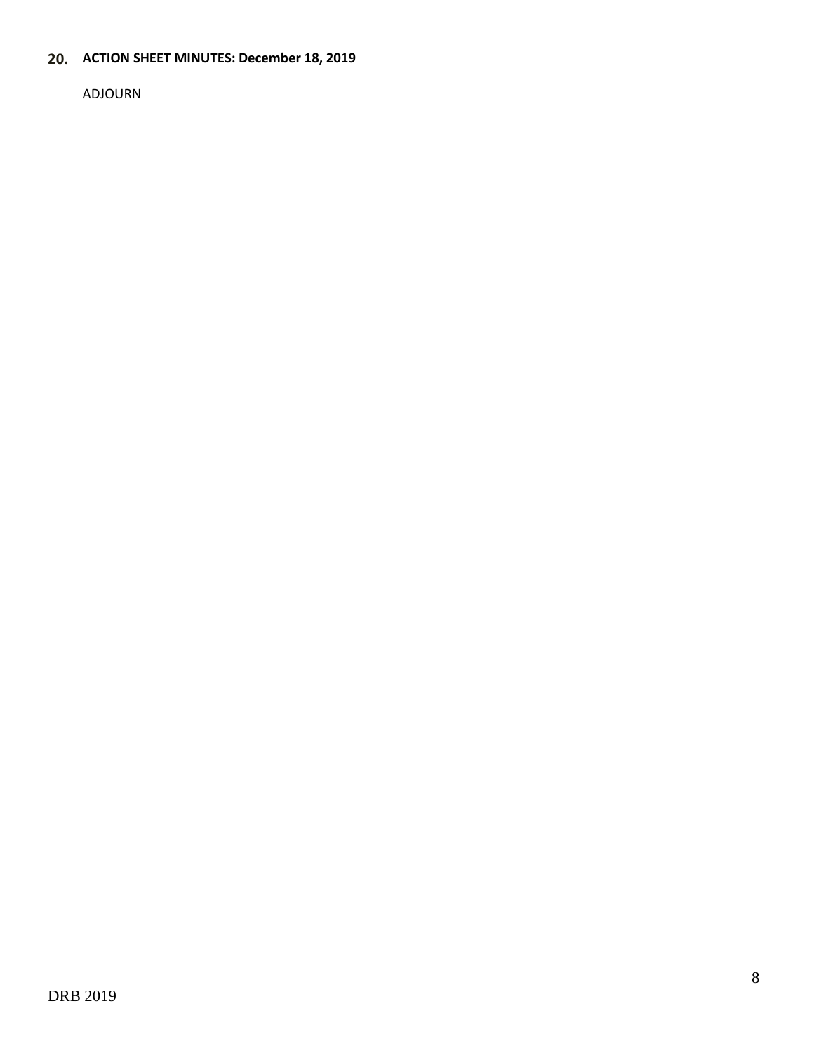**20. ACTION SHEET MINUTES: December 18, 2019**

ADJOURN